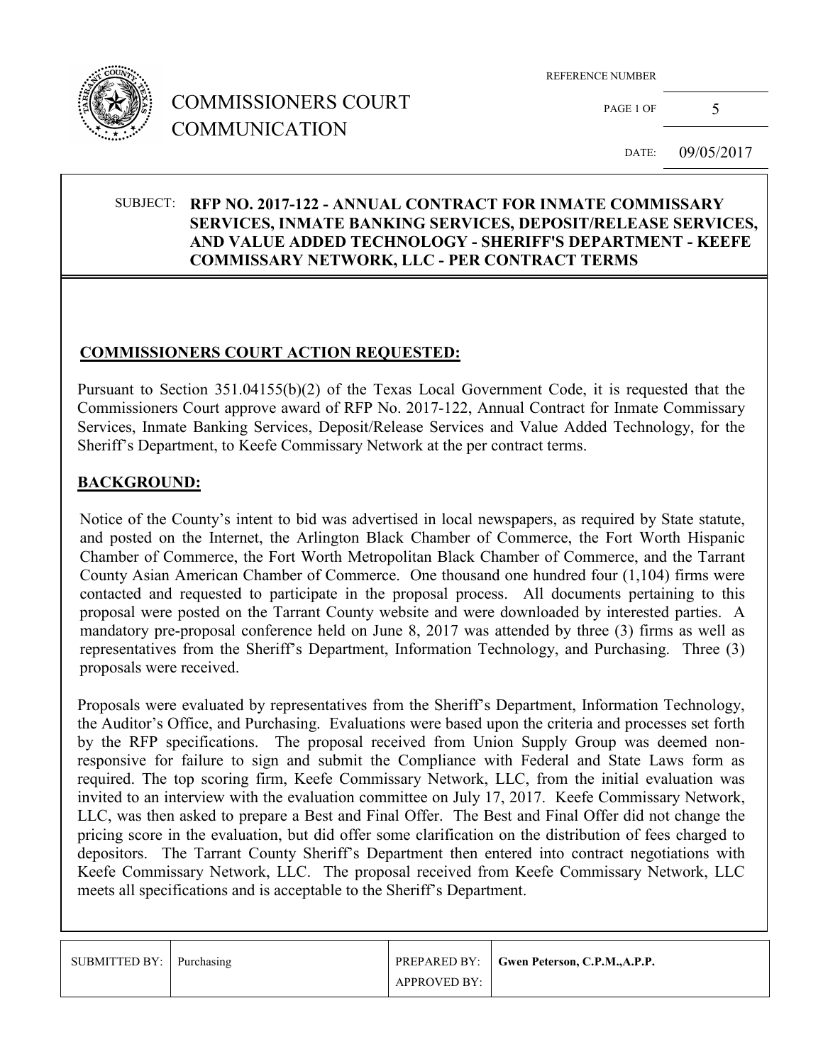# COMMISSIONERS COURT COMMUNICATION

REFERENCE NUMBER

DATE: 09/05/2017

**SUBJECT: RFP NO. 2017-122 - ANNUAL CONTRACT FOR INMATE COMMISSARY SERVICES, INMATE BANKING SERVICES, DEPOSIT/RELEASE SERVICES, AND VALUE ADDED TECHNOLOGY - SHERIFF'S DEPARTMENT - KEEFE COMMISSARY NETWORK, LLC - PER CONTRACT TERMS**

## COMMISSIONERS COURT ACTION REQUESTED:

Pursuant to Section 351.04155(b)(2) of the Texas Local Government Code, it is requested that the Commissioners Court approve award of RFP No. 2017-122, Annual Contract for Inmate Commissary Services, Inmate Banking Services, Deposit/Release Services and Value Added Technology, for the Sheriff's Department, to Keefe Commissary Network at the per contract terms.

## BACKGROUND:

Notice of the County's intent to bid was advertised in local newspapers, as required by State statute, and posted on the Internet, the Arlington Black Chamber of Commerce, the Fort Worth Hispanic Chamber of Commerce, the Fort Worth Metropolitan Black Chamber of Commerce, and the Tarrant County Asian American Chamber of Commerce. One thousand one hundred four (1,104) firms were contacted and requested to participate in the proposal process. All documents pertaining to this proposal were posted on the Tarrant County website and were downloaded by interested parties. A mandatory pre-proposal conference held on June 8, 2017 was attended by three (3) firms as well as representatives from the Sheriff's Department, Information Technology, and Purchasing. Three (3) proposals were received.

Proposals were evaluated by representatives from the Sheriff's Department, Information Technology, the Auditor's Office, and Purchasing. Evaluations were based upon the criteria and processes set forth by the RFP specifications. The proposal received from Union Supply Group was deemed non-responsive for failure to sign and submit the Compliance with Federal and State Laws form as required. The top scoring firm, Keefe Commissary Network, LLC, from the initial evaluation was invited to an interview with the evaluation committee on July 17, 2017. Keefe Commissary Network, LLC, was then asked to prepare a Best and Final Offer. The Best and Final Offer did not change the pricing score in the evaluation, but did offer some clarification on the distribution of fees charged to depositors. The Tarrant County Sheriff's Department then entered into contract negotiations with Keefe Commissary Network, LLC. The proposal received from Keefe Commissary Network, LLC meets all specifications and is acceptable to the Sheriff's Department.

| SUBMITTED BY: | Purchasing | PREPARED BY: | **Gwen Peterson, C.P.M.,A.P.P.** |
|---|---|---|---|
| | | APPROVED BY: | |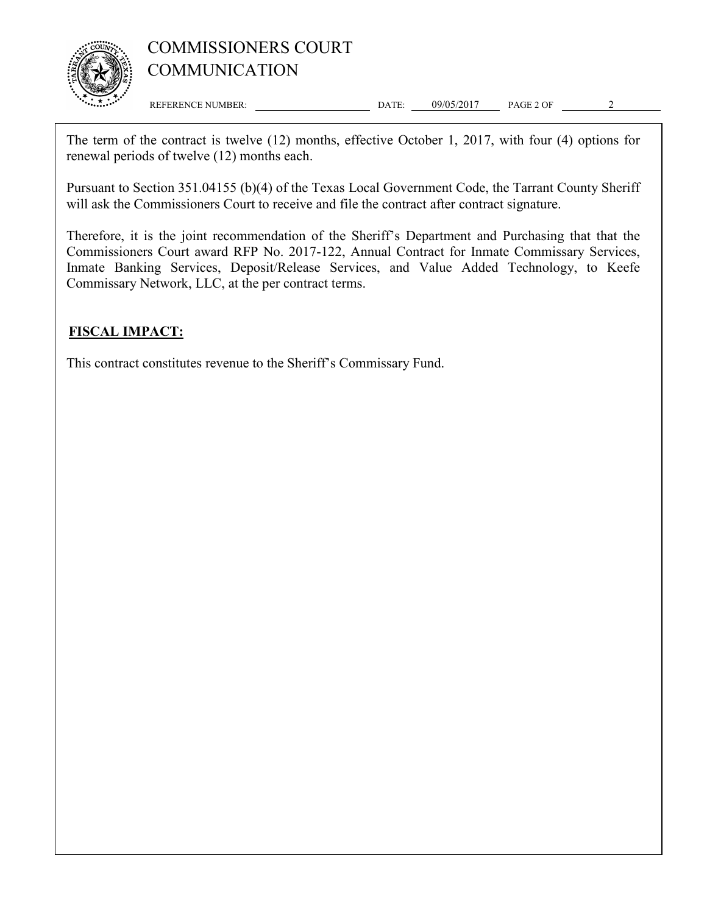The term of the contract is twelve (12) months, effective October 1, 2017, with four (4) options for renewal periods of twelve (12) months each.

Pursuant to Section 351.04155 (b)(4) of the Texas Local Government Code, the Tarrant County Sheriff will ask the Commissioners Court to receive and file the contract after contract signature.

Therefore, it is the joint recommendation of the Sheriff's Department and Purchasing that that the Commissioners Court award RFP No. 2017-122, Annual Contract for Inmate Commissary Services, Inmate Banking Services, Deposit/Release Services, and Value Added Technology, to Keefe Commissary Network, LLC, at the per contract terms.

**FISCAL IMPACT:**

This contract constitutes revenue to the Sheriff's Commissary Fund.